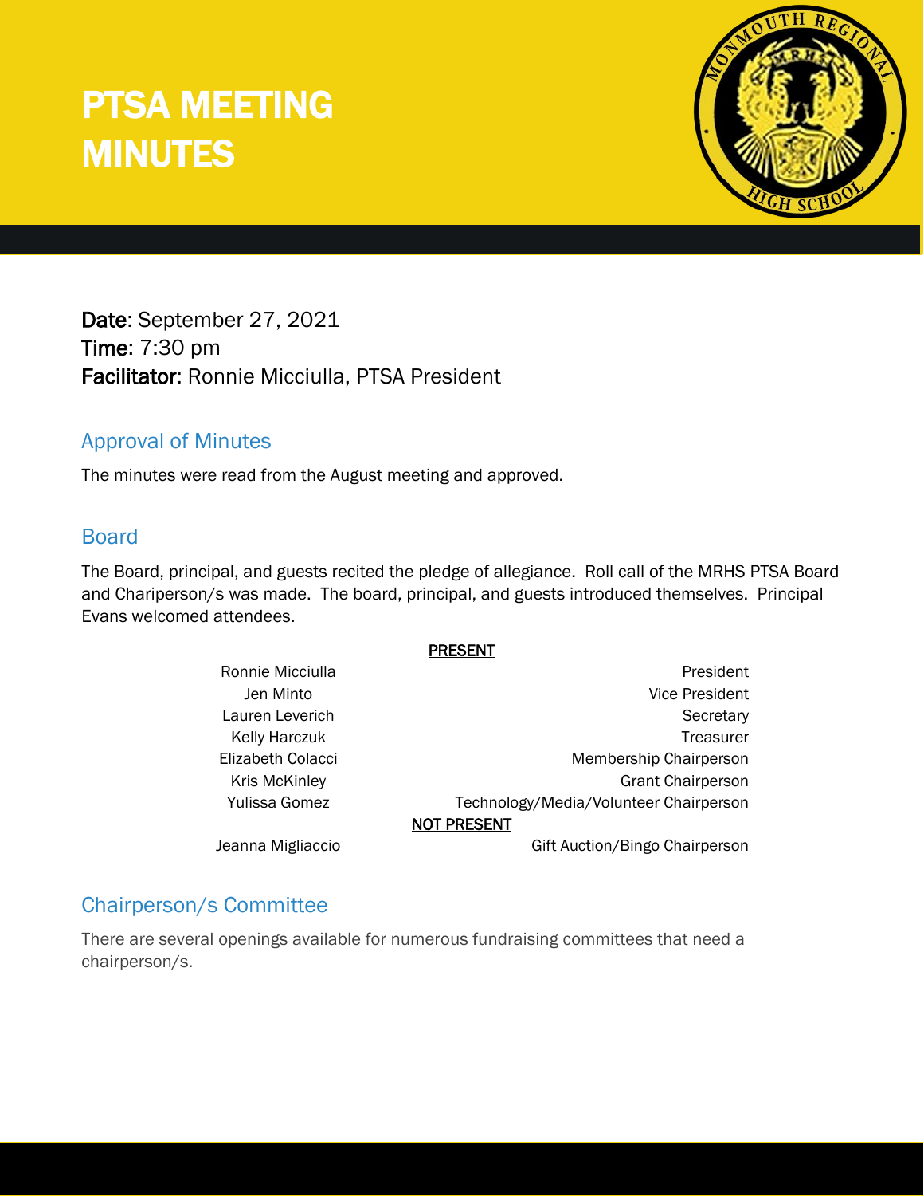# PTSA MEETING MINUTES

**Date**: September 27, 2021
**Time**: 7:30 pm
**Facilitator**: Ronnie Micciulla, PTSA President

## Approval of Minutes

The minutes were read from the August meeting and approved.

## Board

The Board, principal, and guests recited the pledge of allegiance. Roll call of the MRHS PTSA Board and Chariperson/s was made. The board, principal, and guests introduced themselves. Principal Evans welcomed attendees.

**PRESENT**

| Name | Position |
|---|---|
| Ronnie Micciulla | President |
| Jen Minto | Vice President |
| Lauren Leverich | Secretary |
| Kelly Harczuk | Treasurer |
| Elizabeth Colacci | Membership Chairperson |
| Kris McKinley | Grant Chairperson |
| Yulissa Gomez | Technology/Media/Volunteer Chairperson |

**NOT PRESENT**

| Name | Position |
|---|---|
| Jeanna Migliaccio | Gift Auction/Bingo Chairperson |

## Chairperson/s Committee

There are several openings available for numerous fundraising committees that need a chairperson/s.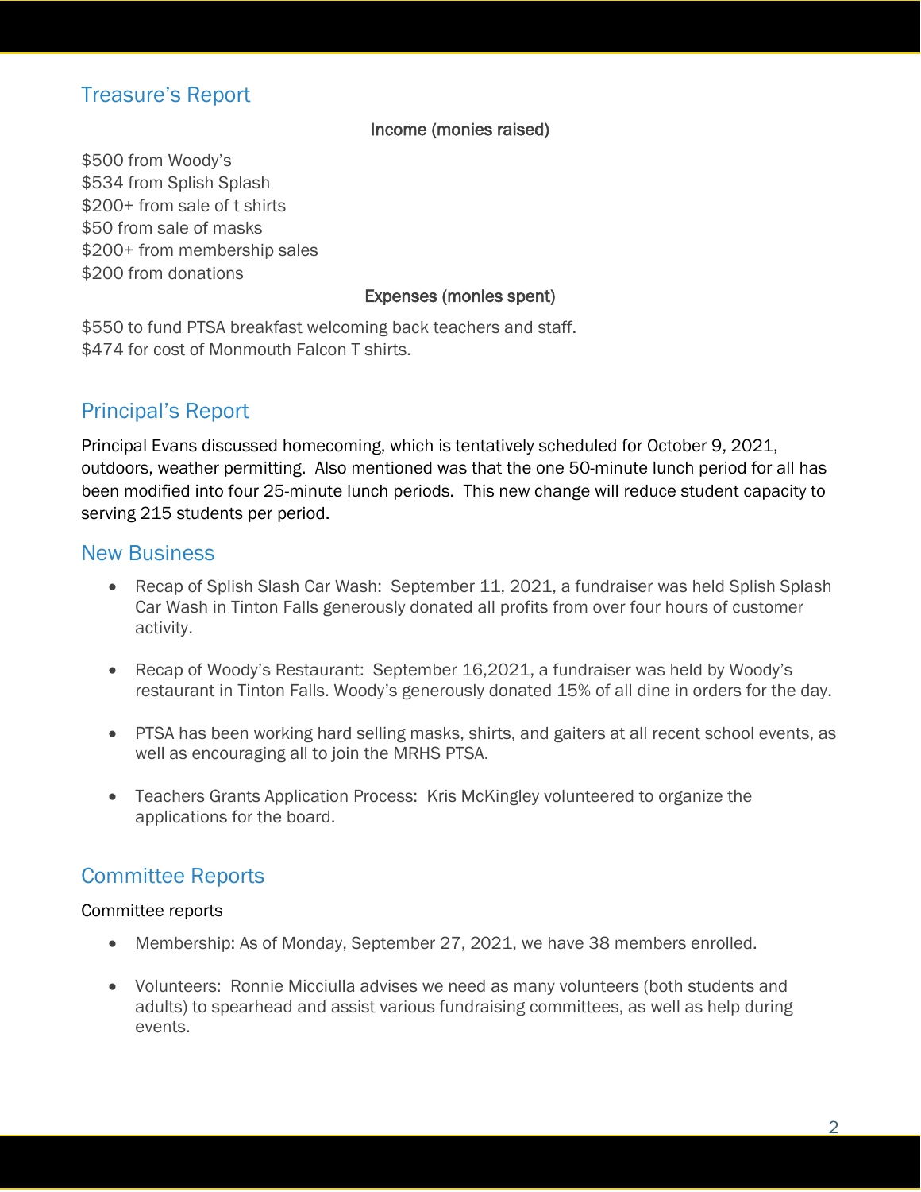## Treasure's Report

**Income (monies raised)**

$500 from Woody's
$534 from Splish Splash
$200+ from sale of t shirts
$50 from sale of masks
$200+ from membership sales
$200 from donations

**Expenses (monies spent)**

$550 to fund PTSA breakfast welcoming back teachers and staff.
$474 for cost of Monmouth Falcon T shirts.

## Principal's Report

Principal Evans discussed homecoming, which is tentatively scheduled for October 9, 2021, outdoors, weather permitting. Also mentioned was that the one 50-minute lunch period for all has been modified into four 25-minute lunch periods. This new change will reduce student capacity to serving 215 students per period.

## New Business

- Recap of Splish Slash Car Wash: September 11, 2021, a fundraiser was held Splish Splash Car Wash in Tinton Falls generously donated all profits from over four hours of customer activity.
- Recap of Woody's Restaurant: September 16,2021, a fundraiser was held by Woody's restaurant in Tinton Falls. Woody's generously donated 15% of all dine in orders for the day.
- PTSA has been working hard selling masks, shirts, and gaiters at all recent school events, as well as encouraging all to join the MRHS PTSA.
- Teachers Grants Application Process: Kris McKingley volunteered to organize the applications for the board.

## Committee Reports

Committee reports

- Membership: As of Monday, September 27, 2021, we have 38 members enrolled.
- Volunteers: Ronnie Micciulla advises we need as many volunteers (both students and adults) to spearhead and assist various fundraising committees, as well as help during events.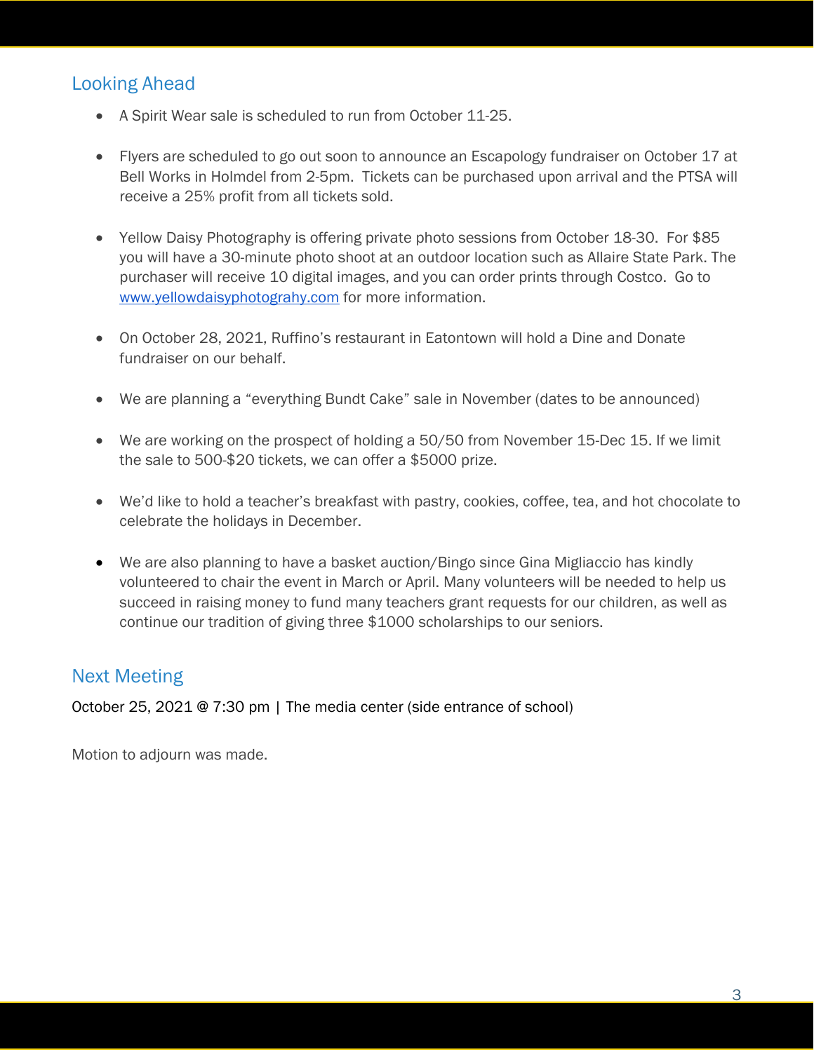## Looking Ahead

- A Spirit Wear sale is scheduled to run from October 11-25.
- Flyers are scheduled to go out soon to announce an Escapology fundraiser on October 17 at Bell Works in Holmdel from 2-5pm. Tickets can be purchased upon arrival and the PTSA will receive a 25% profit from all tickets sold.
- Yellow Daisy Photography is offering private photo sessions from October 18-30. For $85 you will have a 30-minute photo shoot at an outdoor location such as Allaire State Park. The purchaser will receive 10 digital images, and you can order prints through Costco. Go to [www.yellowdaisyphotograhy.com](www.yellowdaisyphotograhy.com) for more information.
- On October 28, 2021, Ruffino's restaurant in Eatontown will hold a Dine and Donate fundraiser on our behalf.
- We are planning a "everything Bundt Cake" sale in November (dates to be announced)
- We are working on the prospect of holding a 50/50 from November 15-Dec 15. If we limit the sale to 500-$20 tickets, we can offer a $5000 prize.
- We'd like to hold a teacher's breakfast with pastry, cookies, coffee, tea, and hot chocolate to celebrate the holidays in December.
- We are also planning to have a basket auction/Bingo since Gina Migliaccio has kindly volunteered to chair the event in March or April. Many volunteers will be needed to help us succeed in raising money to fund many teachers grant requests for our children, as well as continue our tradition of giving three $1000 scholarships to our seniors.

## Next Meeting

October 25, 2021 @ 7:30 pm | The media center (side entrance of school)

Motion to adjourn was made.